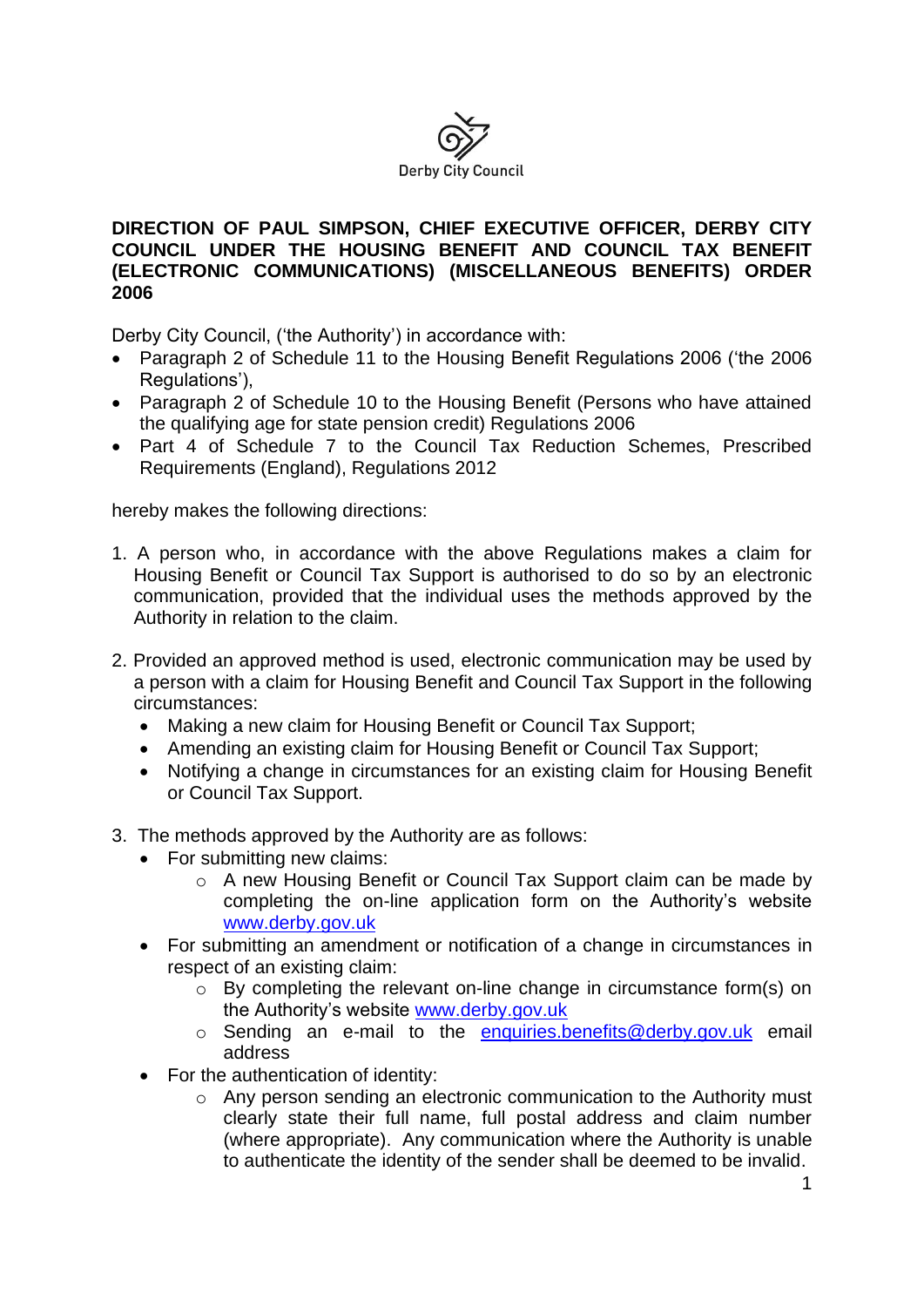Derby City Council

**DIRECTION OF PAUL SIMPSON, CHIEF EXECUTIVE OFFICER, DERBY CITY COUNCIL UNDER THE HOUSING BENEFIT AND COUNCIL TAX BENEFIT (ELECTRONIC COMMUNICATIONS) (MISCELLANEOUS BENEFITS) ORDER 2006**

Derby City Council, ('the Authority') in accordance with:

- Paragraph 2 of Schedule 11 to the Housing Benefit Regulations 2006 ('the 2006 Regulations'),
- Paragraph 2 of Schedule 10 to the Housing Benefit (Persons who have attained the qualifying age for state pension credit) Regulations 2006
- Part 4 of Schedule 7 to the Council Tax Reduction Schemes, Prescribed Requirements (England), Regulations 2012

hereby makes the following directions:

1. A person who, in accordance with the above Regulations makes a claim for Housing Benefit or Council Tax Support is authorised to do so by an electronic communication, provided that the individual uses the methods approved by the Authority in relation to the claim.

2. Provided an approved method is used, electronic communication may be used by a person with a claim for Housing Benefit and Council Tax Support in the following circumstances:
   - Making a new claim for Housing Benefit or Council Tax Support;
   - Amending an existing claim for Housing Benefit or Council Tax Support;
   - Notifying a change in circumstances for an existing claim for Housing Benefit or Council Tax Support.

3. The methods approved by the Authority are as follows:
   - For submitting new claims:
     - A new Housing Benefit or Council Tax Support claim can be made by completing the on-line application form on the Authority's website www.derby.gov.uk
   - For submitting an amendment or notification of a change in circumstances in respect of an existing claim:
     - By completing the relevant on-line change in circumstance form(s) on the Authority's website www.derby.gov.uk
     - Sending an e-mail to the enquiries.benefits@derby.gov.uk email address
   - For the authentication of identity:
     - Any person sending an electronic communication to the Authority must clearly state their full name, full postal address and claim number (where appropriate). Any communication where the Authority is unable to authenticate the identity of the sender shall be deemed to be invalid.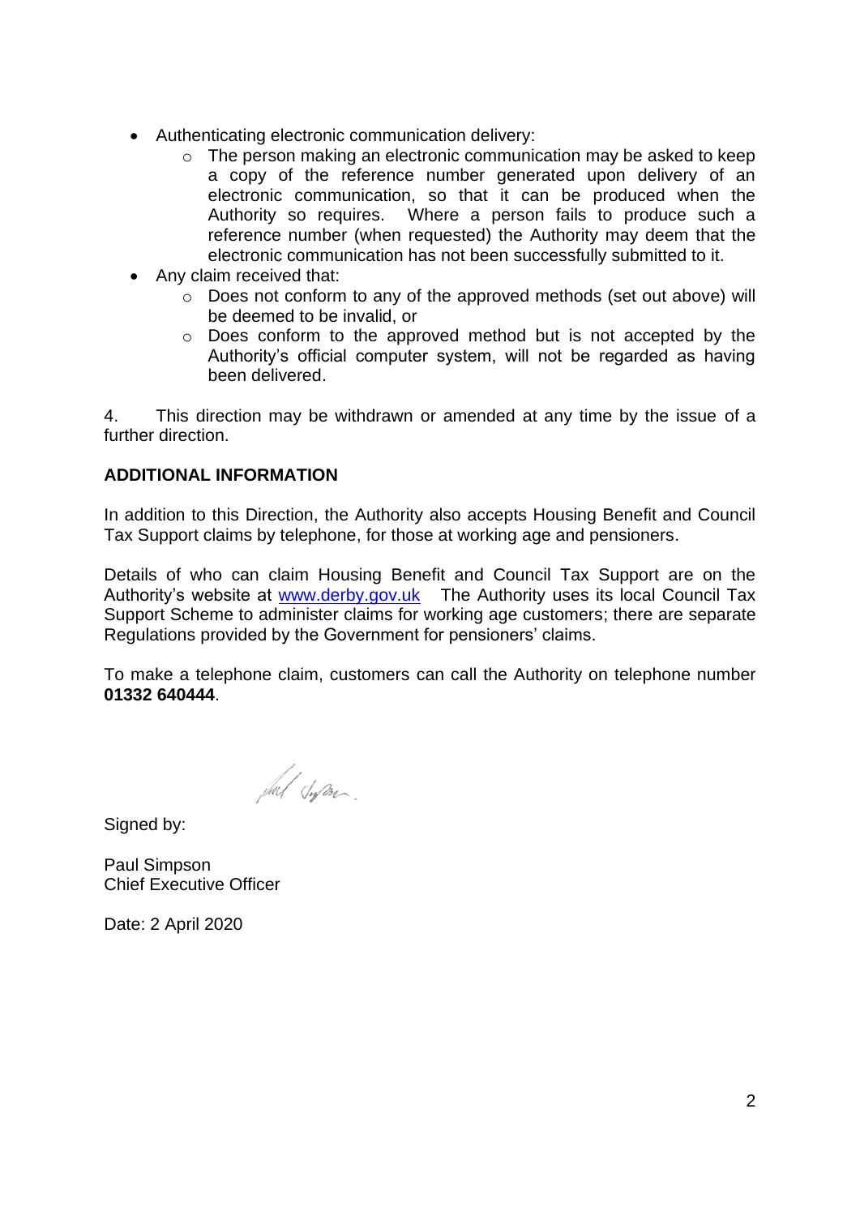- Authenticating electronic communication delivery:
  - The person making an electronic communication may be asked to keep a copy of the reference number generated upon delivery of an electronic communication, so that it can be produced when the Authority so requires. Where a person fails to produce such a reference number (when requested) the Authority may deem that the electronic communication has not been successfully submitted to it.
- Any claim received that:
  - Does not conform to any of the approved methods (set out above) will be deemed to be invalid, or
  - Does conform to the approved method but is not accepted by the Authority's official computer system, will not be regarded as having been delivered.

4. This direction may be withdrawn or amended at any time by the issue of a further direction.

**ADDITIONAL INFORMATION**

In addition to this Direction, the Authority also accepts Housing Benefit and Council Tax Support claims by telephone, for those at working age and pensioners.

Details of who can claim Housing Benefit and Council Tax Support are on the Authority's website at www.derby.gov.uk The Authority uses its local Council Tax Support Scheme to administer claims for working age customers; there are separate Regulations provided by the Government for pensioners' claims.

To make a telephone claim, customers can call the Authority on telephone number **01332 640444**.

Signed by:

Paul Simpson
Chief Executive Officer

Date: 2 April 2020